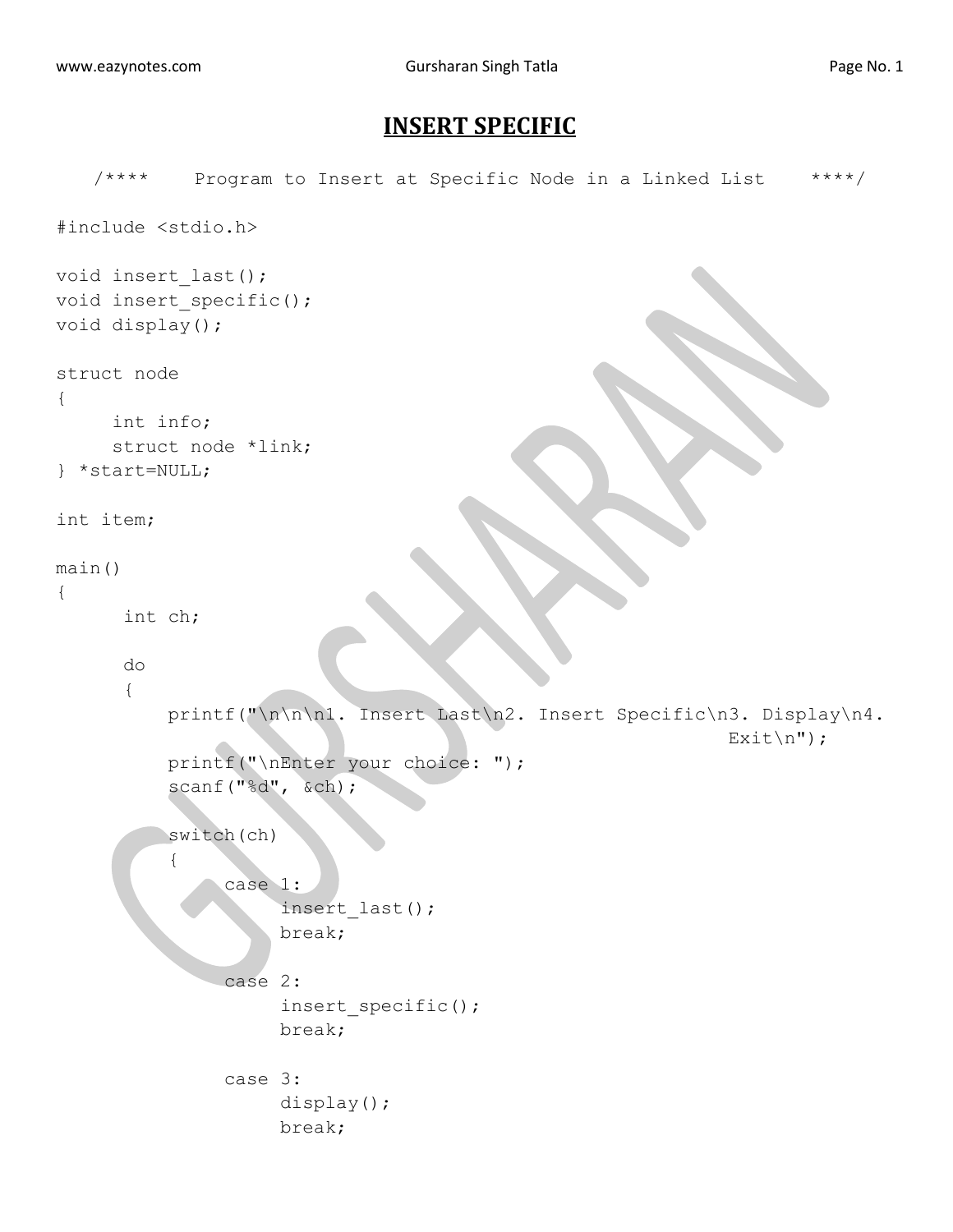# INSERT SPECIFIC

```
   /****     Program to Insert at Specific Node in a Linked List     ****/

#include <stdio.h>

void insert_last();
void insert_specific();
void display();

struct node
{
     int info;
     struct node *link;
} *start=NULL;

int item;

main()
{
      int ch;

      do
      {
          printf("\n\n\n1. Insert Last\n2. Insert Specific\n3. Display\n4.
                                                                Exit\n");
          printf("\nEnter your choice: ");
          scanf("%d", &ch);

          switch(ch)
          {
               case 1:
                    insert_last();
                    break;

               case 2:
                    insert_specific();
                    break;

               case 3:
                    display();
                    break;
```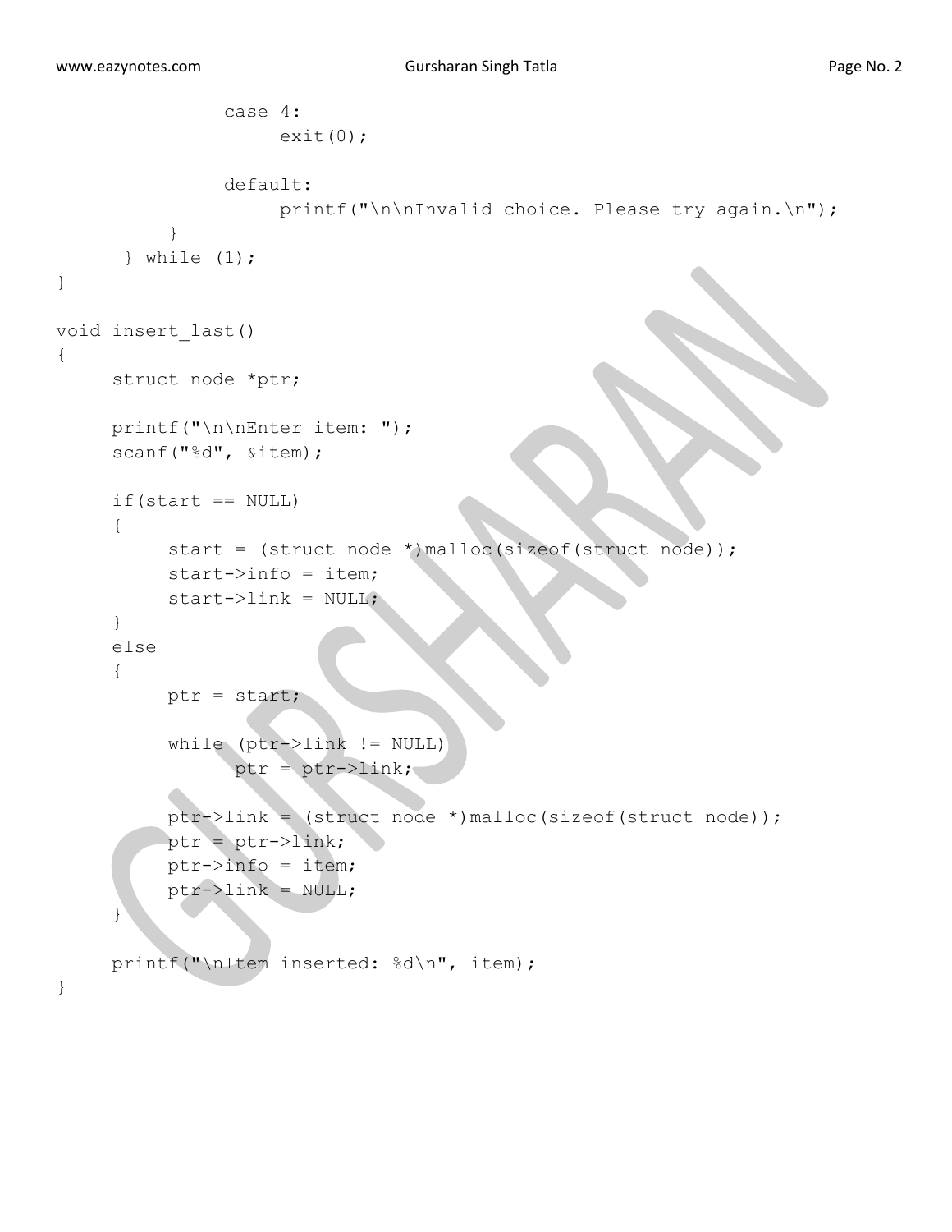```
            case 4:
                exit(0);

            default:
                printf("\n\nInvalid choice. Please try again.\n");
        }
    } while (1);
}

void insert_last()
{
    struct node *ptr;

    printf("\n\nEnter item: ");
    scanf("%d", &item);

    if(start == NULL)
    {
        start = (struct node *)malloc(sizeof(struct node));
        start->info = item;
        start->link = NULL;
    }
    else
    {
        ptr = start;

        while (ptr->link != NULL)
            ptr = ptr->link;

        ptr->link = (struct node *)malloc(sizeof(struct node));
        ptr = ptr->link;
        ptr->info = item;
        ptr->link = NULL;
    }

    printf("\nItem inserted: %d\n", item);
}
```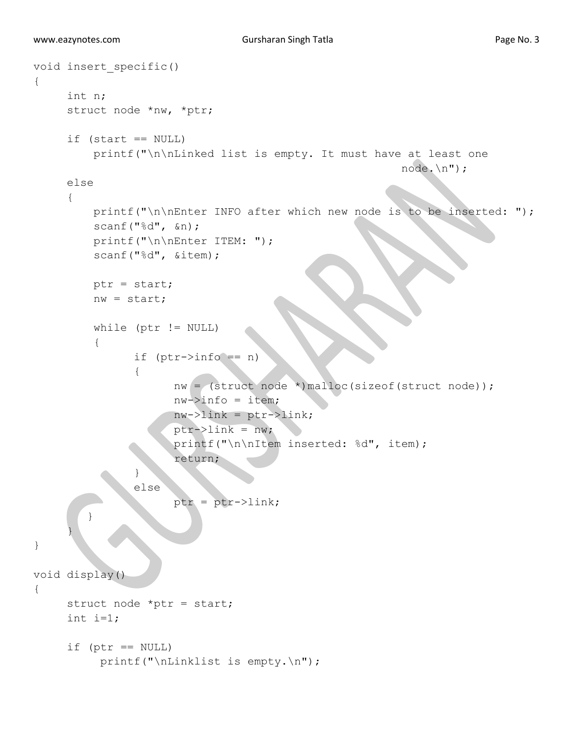```c
void insert_specific()
{
      int n;
      struct node *nw, *ptr;

      if (start == NULL)
          printf("\n\nLinked list is empty. It must have at least one
                                                              node.\n");
      else
      {
          printf("\n\nEnter INFO after which new node is to be inserted: ");
          scanf("%d", &n);
          printf("\n\nEnter ITEM: ");
          scanf("%d", &item);

          ptr = start;
          nw = start;

          while (ptr != NULL)
          {
                if (ptr->info == n)
                {
                      nw = (struct node *)malloc(sizeof(struct node));
                      nw->info = item;
                      nw->link = ptr->link;
                      ptr->link = nw;
                      printf("\n\nItem inserted: %d", item);
                      return;
                }
                else
                      ptr = ptr->link;
          }
      }
}

void display()
{
      struct node *ptr = start;
      int i=1;

      if (ptr == NULL)
           printf("\nLinklist is empty.\n");
```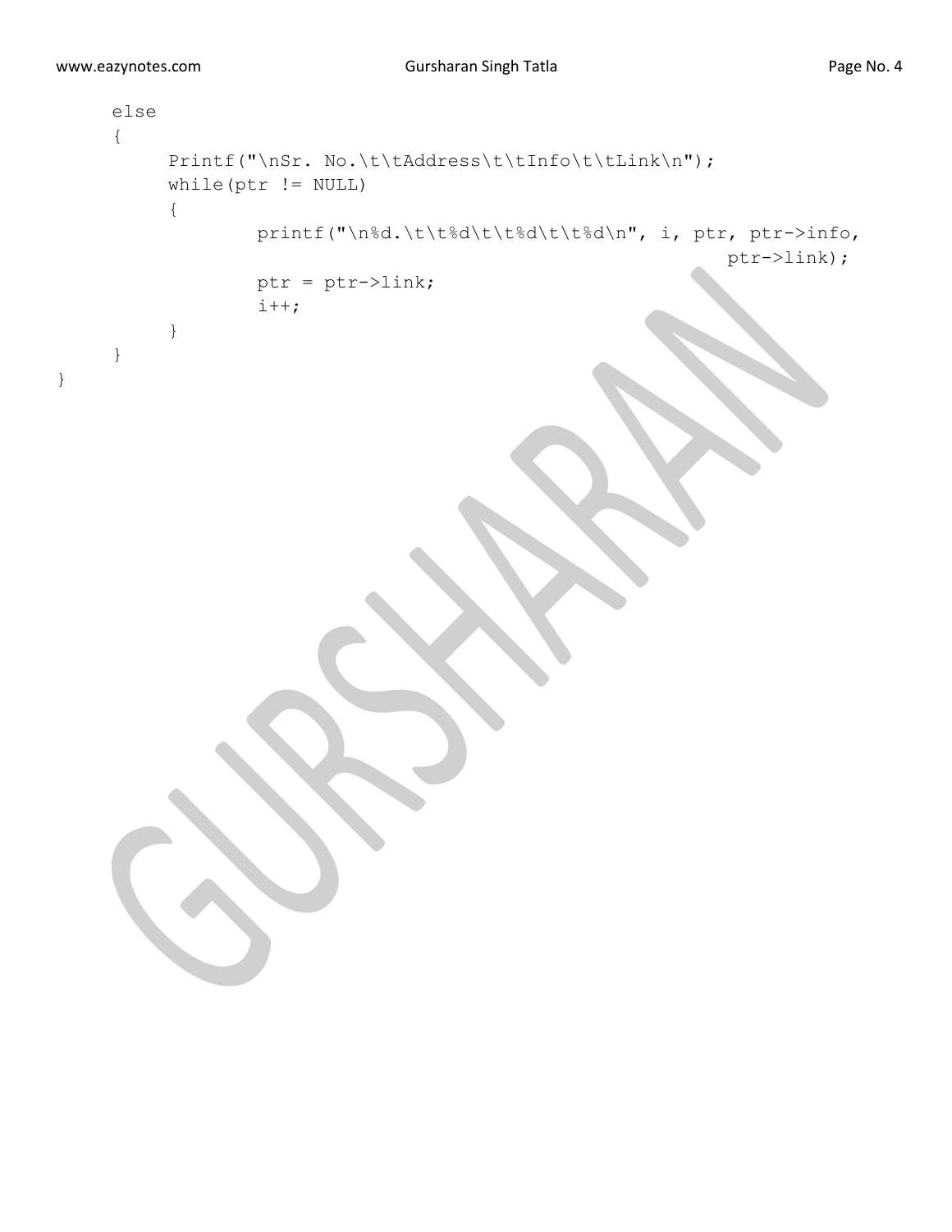```
	else
	{
		Printf("\nSr. No.\t\tAddress\t\tInfo\t\tLink\n");
		while(ptr != NULL)
		{
			printf("\n%d.\t\t%d\t\t%d\t\t%d\n", i, ptr, ptr->info,
                                                            ptr->link);
			ptr = ptr->link;
			i++;
		}
	}
}
```